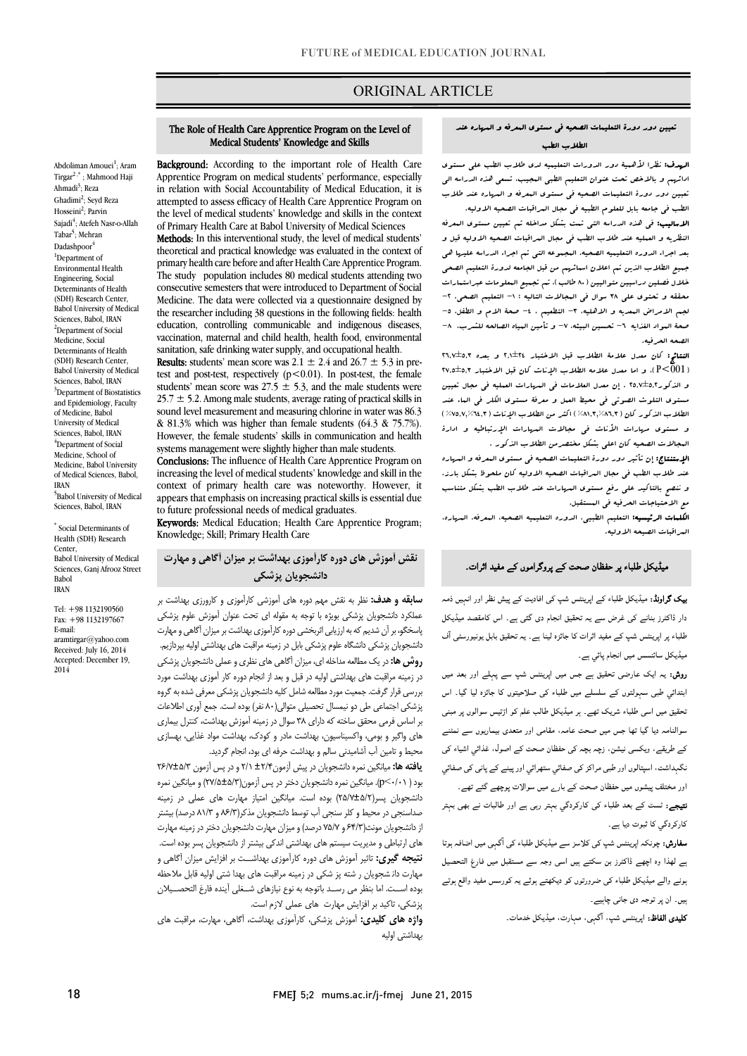ORIGINAL ARTICLE

# The Role of Health Care Apprentice Program on the Level of Medical Students' Knowledge and Skills

Abdoliman Amouei[1]; Aram Tirgar[2,*]; Mahmood Haji Ahmadi[3]; Reza Ghadimi[2]; Seyd Reza Hosseini[2]; Parvin Sajadi[4]; Atefeh Nasr-o-Allah Tabar[5]; Mehran Dadashpoor[4]

[1]Department of Environmental Health Engineering, Social Determinants of Health (SDH) Research Center, Babol University of Medical Sciences, Babol, IRAN

[2]Department of Social Medicine, Social Determinants of Health (SDH) Research Center, Babol University of Medical Sciences, Babol, IRAN

[3]Department of Biostatistics and Epidemiology, Faculty of Medicine, Babol University of Medical Sciences, Babol, IRAN

[4]Department of Social Medicine, School of Medicine, Babol University of Medical Sciences, Babol, IRAN

[5]Babol University of Medical Sciences, Babol, IRAN

[*] Social Determinants of Health (SDH) Research Center, Babol University of Medical Sciences, Ganj Afrooz Street Babol IRAN

Tel: +98 1132190560
Fax: +98 1132197667
E-mail: aramtirgar@yahoo.com
Received: July 16, 2014
Accepted: December 19, 2014

**Background:** According to the important role of Health Care Apprentice Program on medical students' performance, especially in relation with Social Accountability of Medical Education, it is attempted to assess efficacy of Health Care Apprentice Program on the level of medical students' knowledge and skills in the context of Primary Health Care at Babol University of Medical Sciences

**Methods:** In this interventional study, the level of medical students' theoretical and practical knowledge was evaluated in the context of primary health care before and after Health Care Apprentice Program. The study population includes 80 medical students attending two consecutive semesters that were introduced to Department of Social Medicine. The data were collected via a questionnaire designed by the researcher including 38 questions in the following fields: health education, controlling communicable and indigenous diseases, vaccination, maternal and child health, health food, environmental sanitation, safe drinking water supply, and occupational health.

**Results:** students' mean score was $2.1 \pm 2.4$ and $26.7 \pm 5.3$ in pre-test and post-test, respectively ($p<0.01$). In post-test, the female students' mean score was $27.5 \pm 5.3$, and the male students were $25.7 \pm 5.2$. Among male students, average rating of practical skills in sound level measurement and measuring chlorine in water was 86.3 & 81.3% which was higher than female students (64.3 & 75.7%). However, the female students' skills in communication and health systems management were slightly higher than male students.

**Conclusions:** The influence of Health Care Apprentice Program on increasing the level of medical students' knowledge and skill in the context of primary health care was noteworthy. However, it appears that emphasis on increasing practical skills is essential due to future professional needs of medical graduates.

**Keywords:** Medical Education; Health Care Apprentice Program; Knowledge; Skill; Primary Health Care

# نقش آموزش های دوره کارآموزی بهداشت بر میزان آگاهی و مهارت دانشجویان پزشکی

**سابقه و هدف:** نظر به نقش مهم دوره های آموزشی کارآموزی و کارورزی بهداشت بر عملکرد دانشجویان پزشکی بویژه با توجه به مقوله ای تحت عنوان آموزش علوم پزشکی پاسخگو، بر آن شدیم که به ارزیابی اثربخشی دوره کارآموزی بهداشت بر میزان آگاهی و مهارت دانشجویان پزشکی دانشگاه علوم پزشکی بابل در زمینه مراقبت های بهداشتی اولیه بپردازیم.

**روش ها:** در یک مطالعه مداخله ای، میزان آگاهی های نظری و عملی دانشجویان پزشکی در زمینه مراقبت های بهداشتی اولیه در قبل و بعد از انجام دوره کار آموزی بهداشت مورد بررسی قرار گرفت. جمعیت مورد مطالعه شامل کلیه دانشجویان پزشکی معرفی شده به گروه پزشکی اجتماعی طی دو نیمسال تحصیلی متوالی(۸۰ نفر) بوده است. جمع آوری اطلاعات بر اساس فرمی محقق ساخته که دارای ۳۸ سوال در زمینه آموزش بهداشت، کنترل بیماری های واگیر و بومی، واکسیناسیون، بهداشت مادر و کودک، بهداشت مواد غذایی، بهسازی محیط و تامین آب آشامیدنی سالم و بهداشت حرفه ای بود، انجام گردید.

**یافته ها:** میانگین نمره دانشجویان در پیش آزمون۲/۴±۲/۱ و در پس آزمون ۵/۳±۲۶/۷ بود (p<۰/۰۱). میانگین نمره دانشجویان دختر در پس آزمون(۵/۳±۲۷/۵) و میانگین نمره دانشجویان پسر(۵/۲±۲۵/۷) بوده است. میانگین امتیاز مهارت های عملی در زمینه صداسنجی در محیط و کلر سنجی آب توسط دانشجویان مذکر(۸۶/۳ و ۸۱/۳ درصد) بیشتر از دانشجویان مونث(۶۴/۳ و ۷۵/۷ درصد) و میزان مهارت دانشجویان دختر در زمینه مهارت های ارتباطی و مدیریت سیستم های بهداشتی اندکی بیشتر از دانشجویان پسر بوده است.

**نتیجه گیری:** تاثیر آموزش های دوره کارآموزی بهداشت بر افزایش میزان آگاهی و مهارت دانشجویان رشته پزشکی در زمینه مراقبت های بهداشتی اولیه قابل ملاحظه بوده است. اما بنظر می رسد باتوجه به نوع نیازهای شغلی آینده فارغ التحصیلان پزشکی، تاکید بر افزایش مهارت های عملی لازم است.

**واژه های کلیدی:** آموزش پزشکی، کارآموزی بهداشت، آگاهی، مهارت، مراقبت های بهداشتی اولیه

# تعيين دور دورة التعليمات الصحية في مستوى المعرفة و المهارة عند الطلاب الطب

**الهدف:** نظرا لأهمية دور الدورات التعليمية لدى طلاب الطب على مستوى ادائهم و بالأخص تحت عنوان التعليم الطبي المجيب، تسعى هذه الدراسة الى تعيين دور دورة التعليمات الصحية في مستوى المعرفة و المهارة عند طلاب الطب في جامعة بابل للعلوم الطبية في مجال المراقبات الصحية الاولية.

**الأساليب:** في هذه الدراسة التي تمت بشكل مداخلة تم تعيين مستوى المعرفة النظرية و العملية عند طلاب الطب في مجال المراقبات الصحية الاولية قبل و بعد اجراء الدورة التعليمية الصحية. المجموعة التي تم اجراء الدراسة عليها هي جميع الطلاب الذين تم اعلان اسمائهم من قبل الجامعة لدورة التعليم الصحي خلال فصلين دراسيين متواليين (۸۰ طالب). تم تجميع المعلومات عبر استمارات محققة و تحتوي على ۳۸ سوال في المجالات التالية: ۱- التعليم الصحي، ۲- لجم الامراض المعدية و الاهلية، ۳- التطعيم ، ٤- صحة الام و الطفل، ٥- صحة المواد الغذائية ٦- تحسين البيئة، ۷- و تأمين المياه الصالحة للشرب، ۸- الصحة الحرفية.

**النتائج:** كان معدل علامة الطلاب قبل الاختبار ۲٤±۲،۱ و بعده ٥،۳±۲٦،۷ (P<001)، و اما معدل علامة الطلاب الإناث كان قبل الاختبار ٥،۳±۲۷،٥ و الذكور٥،۲±۲٥،۷ . إن معدل العلامات في المهارات العملية في مجال تعيين مستوى التلوث الصوتي في محيط العمل و معرفة مستوى الكلر في الماء عند الطلاب الذكور كان (۸٦،۳٪،۸۱،۳٪) أكثر من الطلاب الإناث (٦٤،۳٪،۷٥،۷٪) و مستوى مهارات الأناث في مجالات المهارات الإرتباطية و ادارة المجالات الصحية كان اعلى بشكل مختصر من الطلاب الذكور.

**الإستنتاج:** إن تأثير دور دورة التعليمات الصحية في مستوى المعرفة و المهارة عند طلاب الطب في مجال المراقبات الصحية الاولية كان ملحوظ بشكل بارز. و ننصح بالتأكيد على رفع مستوى المهارات عند طلاب الطب بشكل متناسب مع الاحتياجات الحرفية في المستقبل.

**الكلمات الرئيسية:** التعليم الطبي، الدورة التعليمية الصحية، المعرفة، المهارة، المراقبات الصحية الاولية.

# میڈیکل طلباء پر حفظان صحت کے پروگراموں کے مفید اثرات۔

**بیک گراونڈ:** میڈیکل طلباء کے اپرینٹس شپ کی افادیت کے پیش نظر اور انہیں ذمہ دار ڈاکٹرز بنانے کی غرض سے یہ تحقیق انجام دی گئی ہے۔ اس کامقصد میڈیکل طلباء پر اپرینٹس شپ کے مفید اثرات کا جائزہ لینا ہے۔ یہ تحقیق بابل یونیورسٹی آف میڈیکل سائنسس میں انجام پائي ہے۔

**روش:** یہ ایک عارضی تحقیق ہے جس میں اپرینٹس شپ سے پہلے اور بعد میں ابتدائي طبی سہولتوں کے سلسلے میں طلباء کی صلاحیتوں کا جائزہ لیا گیا۔ اس تحقیق میں اسی طلباء شریک تھے۔ ہر میڈیکل طالب علم کو اڑتیس سوالوں پر مبنی سوالنامہ دیا گیا تھا جس میں صحت عامہ، مقامی اور متعدی بیماریوں سے نمٹنے کے طریقے، ویکسی نیشن، زچہ بچہ کی حفظان صحت کے اصول، غذائي اشیاء کی نگہداشت، اسپتالوں اور طبی مراکز کی صفائي ستھرائي اور پینے کے پانی کی صفائي اور مختلف پیشوں میں حفظان صحت کے بارے میں سوالات پوچھے گئے تھے۔

**نتیجے:** ٹسٹ کے بعد طلباء کی کارکردگي بہتر رہی ہے اور طالبات نے بھی بہتر کارکردگي کا ثبوت دیا ہے۔

**سفارش:** چونکہ اپرینٹس شپ کی کلاسز سے میڈیکل طلباء کی آگہی میں اضافہ ہوتا ہے لھذا وہ اچھے ڈاکٹرز بن سکتے ہیں اسی وجہ سے مستقبل میں فارغ التحصیل ہونے والے میڈیکل طلباء کی ضرورتوں کو دیکھتے ہوئے یہ کورسس مفید واقع ہوتے ہیں۔ ان پر توجہ دی جانی چاہیے۔

**کلیدی الفاظ:** اپرینٹس شپ، آگہی، مہارت، میڈیکل خدمات۔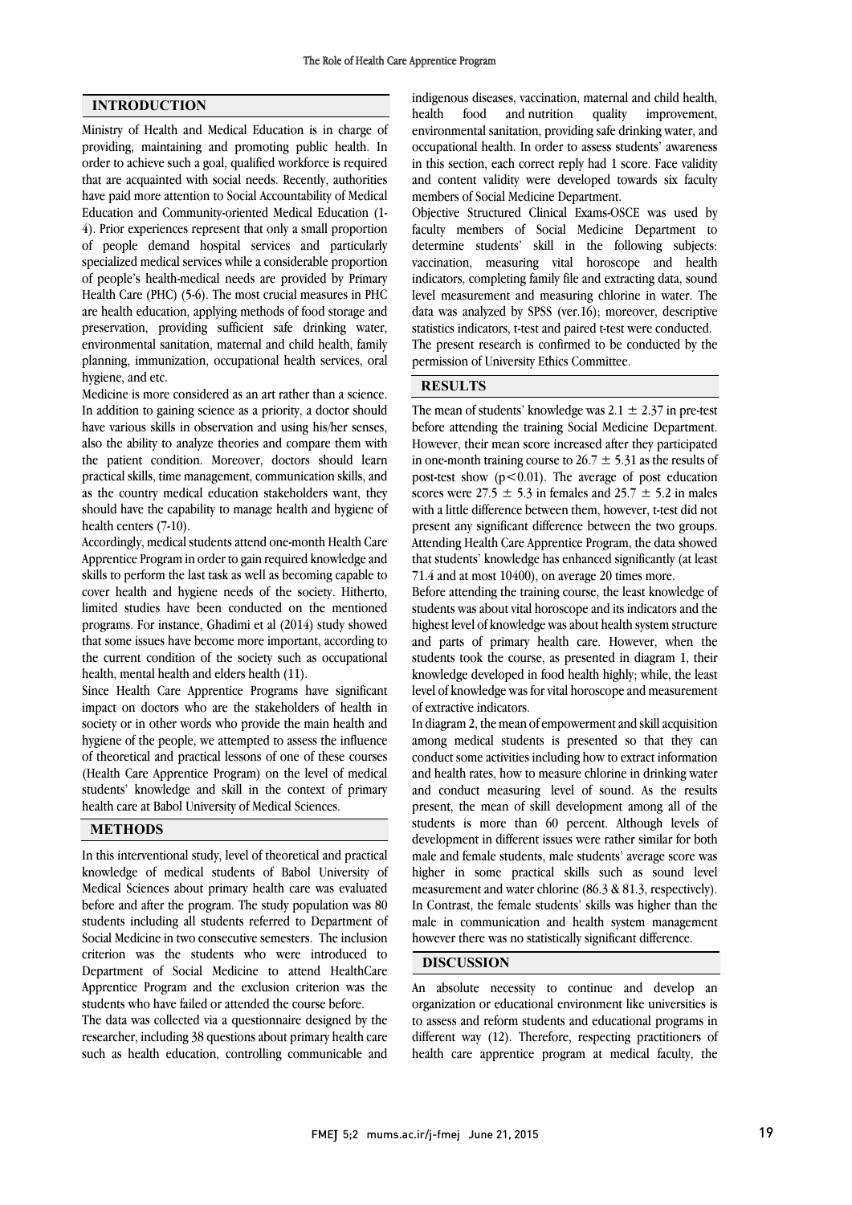## INTRODUCTION

Ministry of Health and Medical Education is in charge of providing, maintaining and promoting public health. In order to achieve such a goal, qualified workforce is required that are acquainted with social needs. Recently, authorities have paid more attention to Social Accountability of Medical Education and Community-oriented Medical Education (1-4). Prior experiences represent that only a small proportion of people demand hospital services and particularly specialized medical services while a considerable proportion of people's health-medical needs are provided by Primary Health Care (PHC) (5-6). The most crucial measures in PHC are health education, applying methods of food storage and preservation, providing sufficient safe drinking water, environmental sanitation, maternal and child health, family planning, immunization, occupational health services, oral hygiene, and etc.

Medicine is more considered as an art rather than a science. In addition to gaining science as a priority, a doctor should have various skills in observation and using his/her senses, also the ability to analyze theories and compare them with the patient condition. Moreover, doctors should learn practical skills, time management, communication skills, and as the country medical education stakeholders want, they should have the capability to manage health and hygiene of health centers (7-10).

Accordingly, medical students attend one-month Health Care Apprentice Program in order to gain required knowledge and skills to perform the last task as well as becoming capable to cover health and hygiene needs of the society. Hitherto, limited studies have been conducted on the mentioned programs. For instance, Ghadimi et al (2014) study showed that some issues have become more important, according to the current condition of the society such as occupational health, mental health and elders health (11).

Since Health Care Apprentice Programs have significant impact on doctors who are the stakeholders of health in society or in other words who provide the main health and hygiene of the people, we attempted to assess the influence of theoretical and practical lessons of one of these courses (Health Care Apprentice Program) on the level of medical students' knowledge and skill in the context of primary health care at Babol University of Medical Sciences.

## METHODS

In this interventional study, level of theoretical and practical knowledge of medical students of Babol University of Medical Sciences about primary health care was evaluated before and after the program. The study population was 80 students including all students referred to Department of Social Medicine in two consecutive semesters. The inclusion criterion was the students who were introduced to Department of Social Medicine to attend HealthCare Apprentice Program and the exclusion criterion was the students who have failed or attended the course before.

The data was collected via a questionnaire designed by the researcher, including 38 questions about primary health care such as health education, controlling communicable and indigenous diseases, vaccination, maternal and child health, health food and nutrition quality improvement, environmental sanitation, providing safe drinking water, and occupational health. In order to assess students' awareness in this section, each correct reply had 1 score. Face validity and content validity were developed towards six faculty members of Social Medicine Department.

Objective Structured Clinical Exams-OSCE was used by faculty members of Social Medicine Department to determine students' skill in the following subjects: vaccination, measuring vital horoscope and health indicators, completing family file and extracting data, sound level measurement and measuring chlorine in water. The data was analyzed by SPSS (ver.16); moreover, descriptive statistics indicators, t-test and paired t-test were conducted.

The present research is confirmed to be conducted by the permission of University Ethics Committee.

## RESULTS

The mean of students' knowledge was $2.1 \pm 2.37$ in pre-test before attending the training Social Medicine Department. However, their mean score increased after they participated in one-month training course to $26.7 \pm 5.31$ as the results of post-test show ($p<0.01$). The average of post education scores were $27.5 \pm 5.3$ in females and $25.7 \pm 5.2$ in males with a little difference between them, however, t-test did not present any significant difference between the two groups. Attending Health Care Apprentice Program, the data showed that students' knowledge has enhanced significantly (at least 71.4 and at most 10400), on average 20 times more.

Before attending the training course, the least knowledge of students was about vital horoscope and its indicators and the highest level of knowledge was about health system structure and parts of primary health care. However, when the students took the course, as presented in diagram 1, their knowledge developed in food health highly; while, the least level of knowledge was for vital horoscope and measurement of extractive indicators.

In diagram 2, the mean of empowerment and skill acquisition among medical students is presented so that they can conduct some activities including how to extract information and health rates, how to measure chlorine in drinking water and conduct measuring level of sound. As the results present, the mean of skill development among all of the students is more than 60 percent. Although levels of development in different issues were rather similar for both male and female students, male students' average score was higher in some practical skills such as sound level measurement and water chlorine (86.3 & 81.3, respectively). In Contrast, the female students' skills was higher than the male in communication and health system management however there was no statistically significant difference.

## DISCUSSION

An absolute necessity to continue and develop an organization or educational environment like universities is to assess and reform students and educational programs in different way (12). Therefore, respecting practitioners of health care apprentice program at medical faculty, the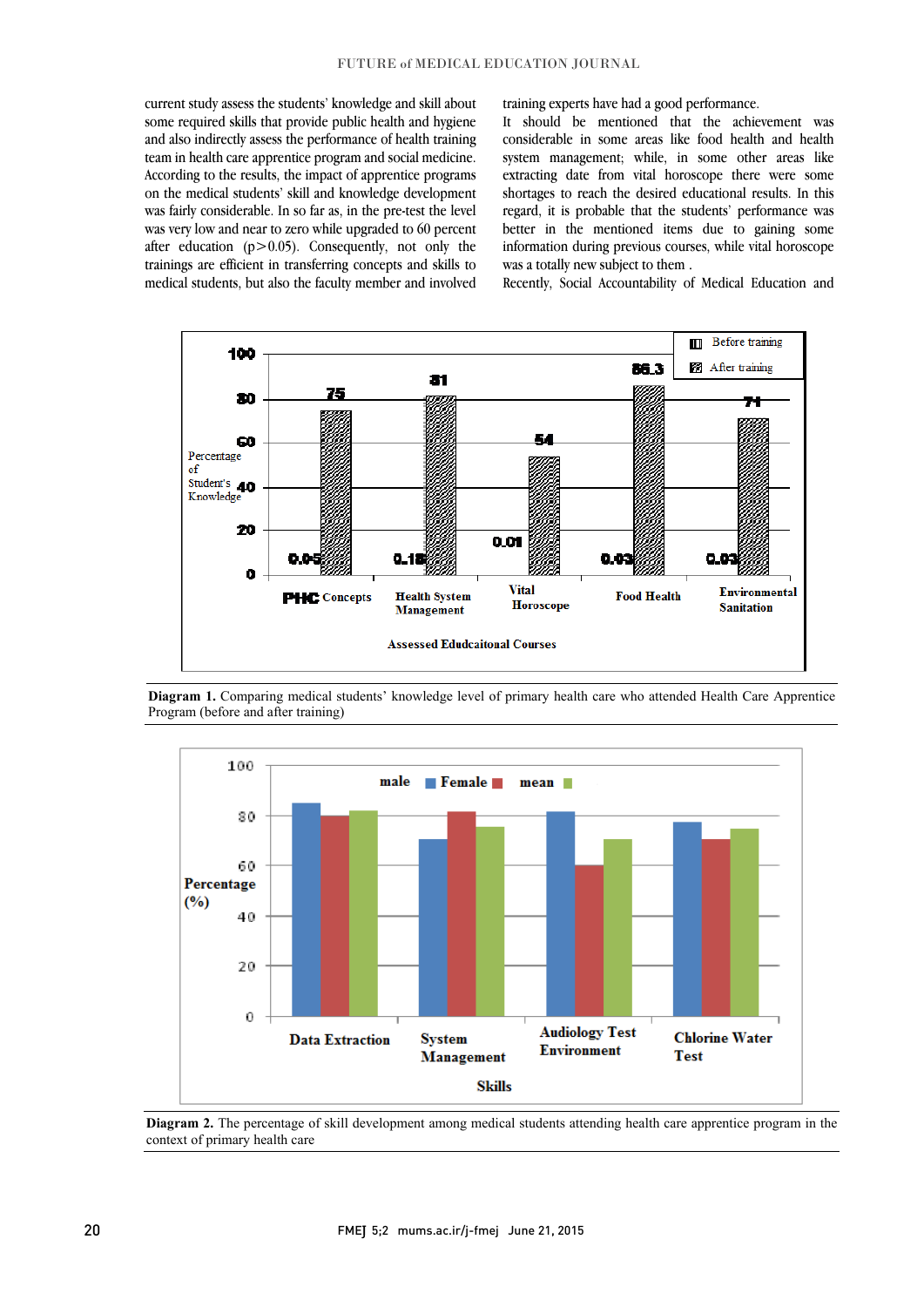current study assess the students' knowledge and skill about some required skills that provide public health and hygiene and also indirectly assess the performance of health training team in health care apprentice program and social medicine. According to the results, the impact of apprentice programs on the medical students' skill and knowledge development was fairly considerable. In so far as, in the pre-test the level was very low and near to zero while upgraded to 60 percent after education ($p>0.05$). Consequently, not only the trainings are efficient in transferring concepts and skills to medical students, but also the faculty member and involved training experts have had a good performance.

It should be mentioned that the achievement was considerable in some areas like food health and health system management; while, in some other areas like extracting date from vital horoscope there were some shortages to reach the desired educational results. In this regard, it is probable that the students' performance was better in the mentioned items due to gaining some information during previous courses, while vital horoscope was a totally new subject to them .

Recently, Social Accountability of Medical Education and

**Diagram 1.** Comparing medical students' knowledge level of primary health care who attended Health Care Apprentice Program (before and after training)

**Diagram 2.** The percentage of skill development among medical students attending health care apprentice program in the context of primary health care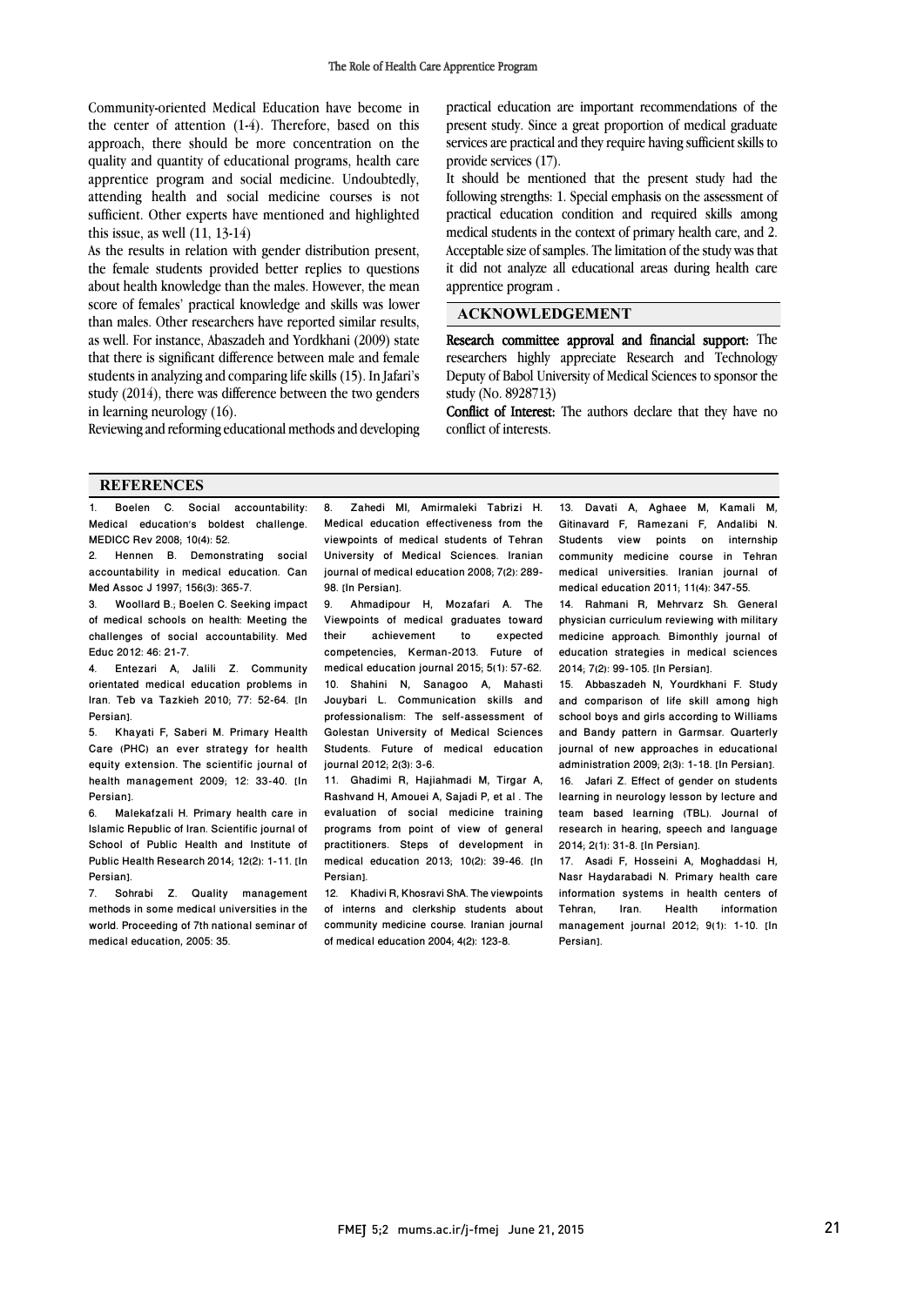Community-oriented Medical Education have become in the center of attention (1-4). Therefore, based on this approach, there should be more concentration on the quality and quantity of educational programs, health care apprentice program and social medicine. Undoubtedly, attending health and social medicine courses is not sufficient. Other experts have mentioned and highlighted this issue, as well (11, 13-14)

As the results in relation with gender distribution present, the female students provided better replies to questions about health knowledge than the males. However, the mean score of females' practical knowledge and skills was lower than males. Other researchers have reported similar results, as well. For instance, Abaszadeh and Yordkhani (2009) state that there is significant difference between male and female students in analyzing and comparing life skills (15). In Jafari's study (2014), there was difference between the two genders in learning neurology (16).

Reviewing and reforming educational methods and developing practical education are important recommendations of the present study. Since a great proportion of medical graduate services are practical and they require having sufficient skills to provide services (17).

It should be mentioned that the present study had the following strengths: 1. Special emphasis on the assessment of practical education condition and required skills among medical students in the context of primary health care, and 2. Acceptable size of samples. The limitation of the study was that it did not analyze all educational areas during health care apprentice program .

## ACKNOWLEDGEMENT

**Research committee approval and financial support:** The researchers highly appreciate Research and Technology Deputy of Babol University of Medical Sciences to sponsor the study (No. 8928713)

**Conflict of Interest:** The authors declare that they have no conflict of interests.

## REFERENCES

1. Boelen C. Social accountability: Medical education's boldest challenge. MEDICC Rev 2008; 10(4): 52.
2. Hennen B. Demonstrating social accountability in medical education. Can Med Assoc J 1997; 156(3): 365-7.
3. Woollard B.; Boelen C. Seeking impact of medical schools on health: Meeting the challenges of social accountability. Med Educ 2012: 46: 21-7.
4. Entezari A, Jalili Z. Community orientated medical education problems in Iran. Teb va Tazkieh 2010; 77: 52-64. [In Persian].
5. Khayati F, Saberi M. Primary Health Care (PHC) an ever strategy for health equity extension. The scientific journal of health management 2009; 12: 33-40. [In Persian].
6. Malekafzali H. Primary health care in Islamic Republic of Iran. Scientific journal of School of Public Health and Institute of Public Health Research 2014; 12(2): 1-11. [In Persian].
7. Sohrabi Z. Quality management methods in some medical universities in the world. Proceeding of 7th national seminar of medical education, 2005: 35.
8. Zahedi MI, Amirmaleki Tabrizi H. Medical education effectiveness from the viewpoints of medical students of Tehran University of Medical Sciences. Iranian journal of medical education 2008; 7(2): 289-98. [In Persian].
9. Ahmadipour H, Mozafari A. The Viewpoints of medical graduates toward their achievement to expected competencies, Kerman-2013. Future of medical education journal 2015; 5(1): 57-62.
10. Shahini N, Sanagoo A, Mahasti Jouybari L. Communication skills and professionalism: The self-assessment of Golestan University of Medical Sciences Students. Future of medical education journal 2012; 2(3): 3-6.
11. Ghadimi R, Hajiahmadi M, Tirgar A, Rashvand H, Amouei A, Sajadi P, et al . The evaluation of social medicine training programs from point of view of general practitioners. Steps of development in medical education 2013; 10(2): 39-46. [In Persian].
12. Khadivi R, Khosravi ShA. The viewpoints of interns and clerkship students about community medicine course. Iranian journal of medical education 2004; 4(2): 123-8.
13. Davati A, Aghaee M, Kamali M, Gitinavard F, Ramezani F, Andalibi N. Students view points on internship community medicine course in Tehran medical universities. Iranian journal of medical education 2011; 11(4): 347-55.
14. Rahmani R, Mehrvarz Sh. General physician curriculum reviewing with military medicine approach. Bimonthly journal of education strategies in medical sciences 2014; 7(2): 99-105. [In Persian].
15. Abbaszadeh N, Yourdkhani F. Study and comparison of life skill among high school boys and girls according to Williams and Bandy pattern in Garmsar. Quarterly journal of new approaches in educational administration 2009; 2(3): 1-18. [In Persian].
16. Jafari Z. Effect of gender on students learning in neurology lesson by lecture and team based learning (TBL). Journal of research in hearing, speech and language 2014; 2(1): 31-8. [In Persian].
17. Asadi F, Hosseini A, Moghaddasi H, Nasr Haydarabadi N. Primary health care information systems in health centers of Tehran, Iran. Health information management journal 2012; 9(1): 1-10. [In Persian].